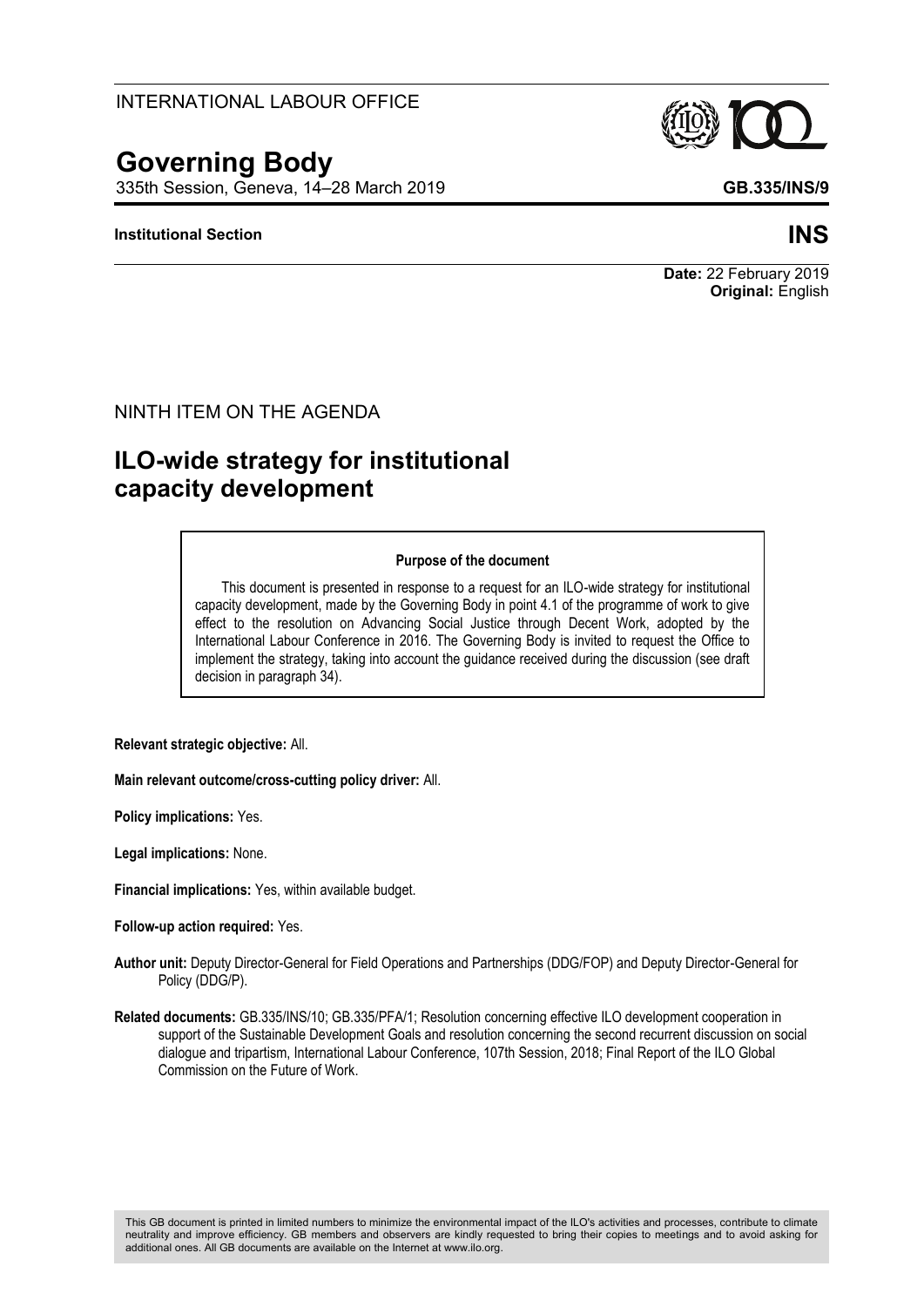INTERNATIONAL LABOUR OFFICE

# Governing Body

335th Session, Geneva, 14–28 March 2019

**GB.335/INS/9**

**Institutional Section**

**INS**

**Date:** 22 February 2019
**Original:** English

NINTH ITEM ON THE AGENDA

## ILO-wide strategy for institutional capacity development

> **Purpose of the document**
>
> This document is presented in response to a request for an ILO-wide strategy for institutional capacity development, made by the Governing Body in point 4.1 of the programme of work to give effect to the resolution on Advancing Social Justice through Decent Work, adopted by the International Labour Conference in 2016. The Governing Body is invited to request the Office to implement the strategy, taking into account the guidance received during the discussion (see draft decision in paragraph 34).

**Relevant strategic objective:** All.

**Main relevant outcome/cross-cutting policy driver:** All.

**Policy implications:** Yes.

**Legal implications:** None.

**Financial implications:** Yes, within available budget.

**Follow-up action required:** Yes.

**Author unit:** Deputy Director-General for Field Operations and Partnerships (DDG/FOP) and Deputy Director-General for Policy (DDG/P).

**Related documents:** GB.335/INS/10; GB.335/PFA/1; Resolution concerning effective ILO development cooperation in support of the Sustainable Development Goals and resolution concerning the second recurrent discussion on social dialogue and tripartism, International Labour Conference, 107th Session, 2018; Final Report of the ILO Global Commission on the Future of Work.

This GB document is printed in limited numbers to minimize the environmental impact of the ILO's activities and processes, contribute to climate neutrality and improve efficiency. GB members and observers are kindly requested to bring their copies to meetings and to avoid asking for additional ones. All GB documents are available on the Internet at www.ilo.org.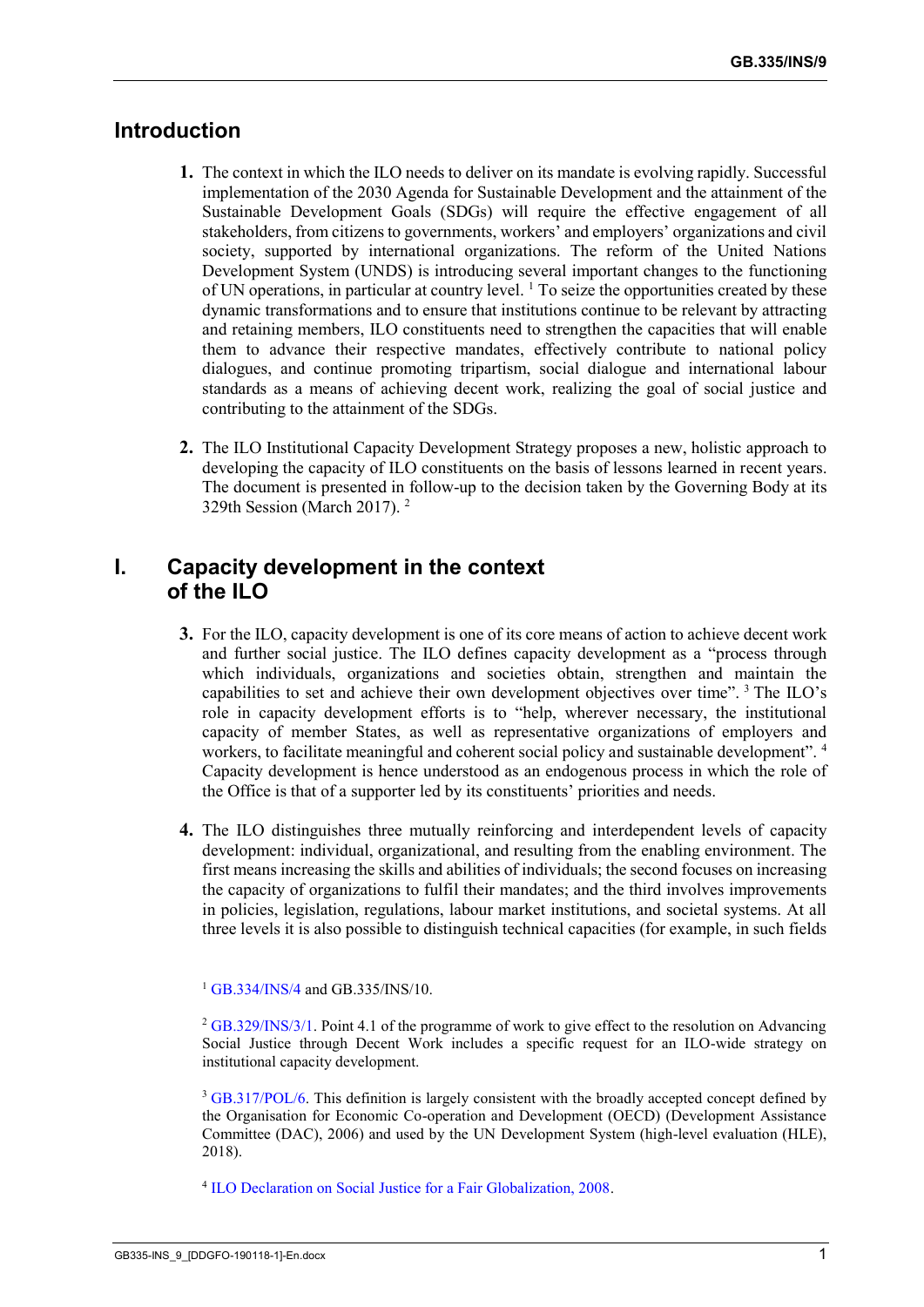## Introduction

**1.** The context in which the ILO needs to deliver on its mandate is evolving rapidly. Successful implementation of the 2030 Agenda for Sustainable Development and the attainment of the Sustainable Development Goals (SDGs) will require the effective engagement of all stakeholders, from citizens to governments, workers' and employers' organizations and civil society, supported by international organizations. The reform of the United Nations Development System (UNDS) is introducing several important changes to the functioning of UN operations, in particular at country level. [1] To seize the opportunities created by these dynamic transformations and to ensure that institutions continue to be relevant by attracting and retaining members, ILO constituents need to strengthen the capacities that will enable them to advance their respective mandates, effectively contribute to national policy dialogues, and continue promoting tripartism, social dialogue and international labour standards as a means of achieving decent work, realizing the goal of social justice and contributing to the attainment of the SDGs.

**2.** The ILO Institutional Capacity Development Strategy proposes a new, holistic approach to developing the capacity of ILO constituents on the basis of lessons learned in recent years. The document is presented in follow-up to the decision taken by the Governing Body at its 329th Session (March 2017). [2]

## I. Capacity development in the context of the ILO

**3.** For the ILO, capacity development is one of its core means of action to achieve decent work and further social justice. The ILO defines capacity development as a "process through which individuals, organizations and societies obtain, strengthen and maintain the capabilities to set and achieve their own development objectives over time". [3] The ILO's role in capacity development efforts is to "help, wherever necessary, the institutional capacity of member States, as well as representative organizations of employers and workers, to facilitate meaningful and coherent social policy and sustainable development". [4] Capacity development is hence understood as an endogenous process in which the role of the Office is that of a supporter led by its constituents' priorities and needs.

**4.** The ILO distinguishes three mutually reinforcing and interdependent levels of capacity development: individual, organizational, and resulting from the enabling environment. The first means increasing the skills and abilities of individuals; the second focuses on increasing the capacity of organizations to fulfil their mandates; and the third involves improvements in policies, legislation, regulations, labour market institutions, and societal systems. At all three levels it is also possible to distinguish technical capacities (for example, in such fields

---

[1] GB.334/INS/4 and GB.335/INS/10.

[2] GB.329/INS/3/1. Point 4.1 of the programme of work to give effect to the resolution on Advancing Social Justice through Decent Work includes a specific request for an ILO-wide strategy on institutional capacity development.

[3] GB.317/POL/6. This definition is largely consistent with the broadly accepted concept defined by the Organisation for Economic Co-operation and Development (OECD) (Development Assistance Committee (DAC), 2006) and used by the UN Development System (high-level evaluation (HLE), 2018).

[4] ILO Declaration on Social Justice for a Fair Globalization, 2008.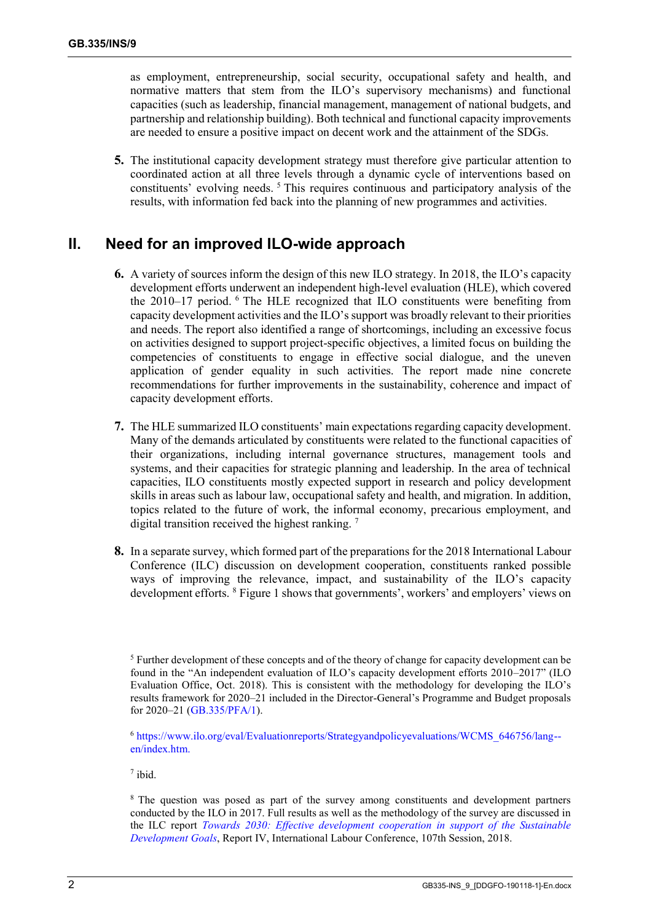as employment, entrepreneurship, social security, occupational safety and health, and normative matters that stem from the ILO's supervisory mechanisms) and functional capacities (such as leadership, financial management, management of national budgets, and partnership and relationship building). Both technical and functional capacity improvements are needed to ensure a positive impact on decent work and the attainment of the SDGs.

**5.** The institutional capacity development strategy must therefore give particular attention to coordinated action at all three levels through a dynamic cycle of interventions based on constituents' evolving needs. [5] This requires continuous and participatory analysis of the results, with information fed back into the planning of new programmes and activities.

## II. Need for an improved ILO-wide approach

**6.** A variety of sources inform the design of this new ILO strategy. In 2018, the ILO's capacity development efforts underwent an independent high-level evaluation (HLE), which covered the 2010–17 period. [6] The HLE recognized that ILO constituents were benefiting from capacity development activities and the ILO's support was broadly relevant to their priorities and needs. The report also identified a range of shortcomings, including an excessive focus on activities designed to support project-specific objectives, a limited focus on building the competencies of constituents to engage in effective social dialogue, and the uneven application of gender equality in such activities. The report made nine concrete recommendations for further improvements in the sustainability, coherence and impact of capacity development efforts.

**7.** The HLE summarized ILO constituents' main expectations regarding capacity development. Many of the demands articulated by constituents were related to the functional capacities of their organizations, including internal governance structures, management tools and systems, and their capacities for strategic planning and leadership. In the area of technical capacities, ILO constituents mostly expected support in research and policy development skills in areas such as labour law, occupational safety and health, and migration. In addition, topics related to the future of work, the informal economy, precarious employment, and digital transition received the highest ranking. [7]

**8.** In a separate survey, which formed part of the preparations for the 2018 International Labour Conference (ILC) discussion on development cooperation, constituents ranked possible ways of improving the relevance, impact, and sustainability of the ILO's capacity development efforts. [8] Figure 1 shows that governments', workers' and employers' views on

---

[5] Further development of these concepts and of the theory of change for capacity development can be found in the "An independent evaluation of ILO's capacity development efforts 2010–2017" (ILO Evaluation Office, Oct. 2018). This is consistent with the methodology for developing the ILO's results framework for 2020–21 included in the Director-General's Programme and Budget proposals for 2020–21 (GB.335/PFA/1).

[6] https://www.ilo.org/eval/Evaluationreports/Strategyandpolicyevaluations/WCMS_646756/lang--en/index.htm.

[7] ibid.

[8] The question was posed as part of the survey among constituents and development partners conducted by the ILO in 2017. Full results as well as the methodology of the survey are discussed in the ILC report *Towards 2030: Effective development cooperation in support of the Sustainable Development Goals*, Report IV, International Labour Conference, 107th Session, 2018.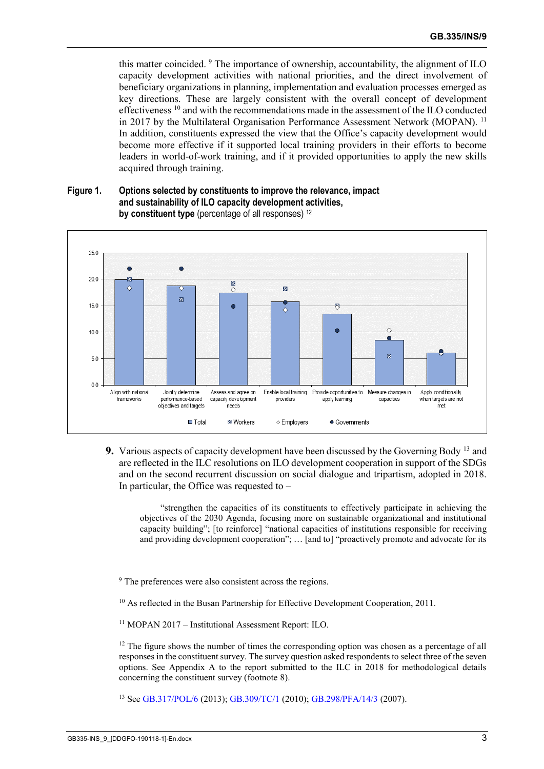this matter coincided. [9] The importance of ownership, accountability, the alignment of ILO capacity development activities with national priorities, and the direct involvement of beneficiary organizations in planning, implementation and evaluation processes emerged as key directions. These are largely consistent with the overall concept of development effectiveness [10] and with the recommendations made in the assessment of the ILO conducted in 2017 by the Multilateral Organisation Performance Assessment Network (MOPAN). [11] In addition, constituents expressed the view that the Office's capacity development would become more effective if it supported local training providers in their efforts to become leaders in world-of-work training, and if it provided opportunities to apply the new skills acquired through training.

**Figure 1. Options selected by constituents to improve the relevance, impact and sustainability of ILO capacity development activities, by constituent type** (percentage of all responses) [12]

**9.** Various aspects of capacity development have been discussed by the Governing Body [13] and are reflected in the ILC resolutions on ILO development cooperation in support of the SDGs and on the second recurrent discussion on social dialogue and tripartism, adopted in 2018. In particular, the Office was requested to –

> "strengthen the capacities of its constituents to effectively participate in achieving the objectives of the 2030 Agenda, focusing more on sustainable organizational and institutional capacity building"; [to reinforce] "national capacities of institutions responsible for receiving and providing development cooperation"; … [and to] "proactively promote and advocate for its

[9] The preferences were also consistent across the regions.

[10] As reflected in the Busan Partnership for Effective Development Cooperation, 2011.

[11] MOPAN 2017 – Institutional Assessment Report: ILO.

[12] The figure shows the number of times the corresponding option was chosen as a percentage of all responses in the constituent survey. The survey question asked respondents to select three of the seven options. See Appendix A to the report submitted to the ILC in 2018 for methodological details concerning the constituent survey (footnote 8).

[13] See GB.317/POL/6 (2013); GB.309/TC/1 (2010); GB.298/PFA/14/3 (2007).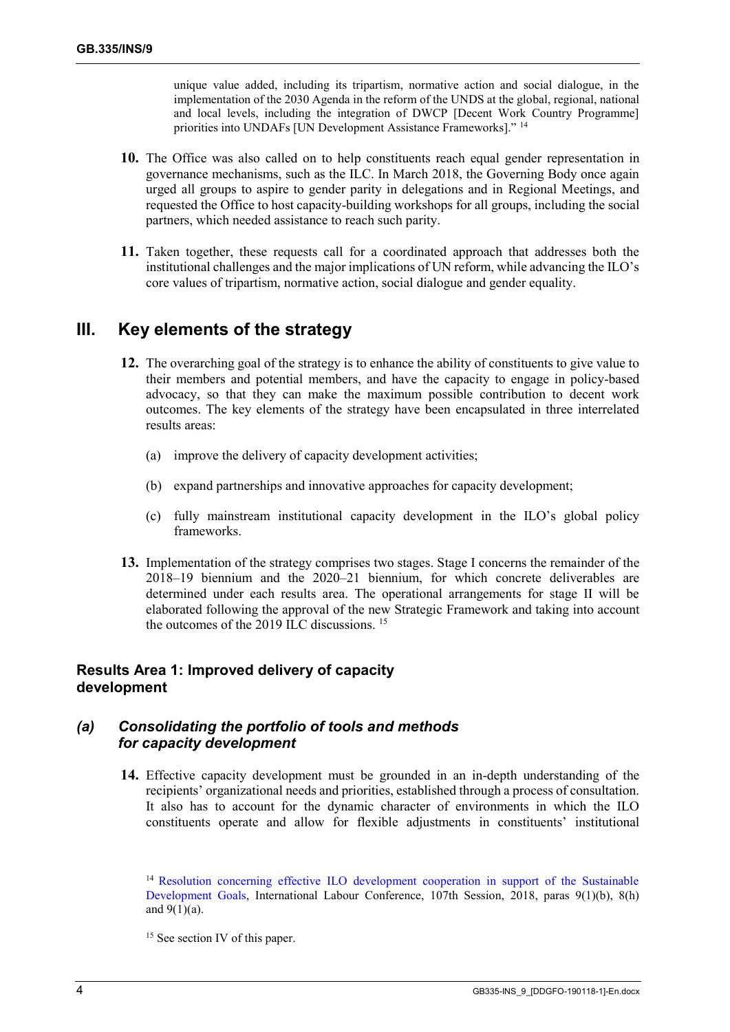unique value added, including its tripartism, normative action and social dialogue, in the implementation of the 2030 Agenda in the reform of the UNDS at the global, regional, national and local levels, including the integration of DWCP [Decent Work Country Programme] priorities into UNDAFs [UN Development Assistance Frameworks]." [14]

**10.** The Office was also called on to help constituents reach equal gender representation in governance mechanisms, such as the ILC. In March 2018, the Governing Body once again urged all groups to aspire to gender parity in delegations and in Regional Meetings, and requested the Office to host capacity-building workshops for all groups, including the social partners, which needed assistance to reach such parity.

**11.** Taken together, these requests call for a coordinated approach that addresses both the institutional challenges and the major implications of UN reform, while advancing the ILO's core values of tripartism, normative action, social dialogue and gender equality.

## III. Key elements of the strategy

**12.** The overarching goal of the strategy is to enhance the ability of constituents to give value to their members and potential members, and have the capacity to engage in policy-based advocacy, so that they can make the maximum possible contribution to decent work outcomes. The key elements of the strategy have been encapsulated in three interrelated results areas:

(a) improve the delivery of capacity development activities;

(b) expand partnerships and innovative approaches for capacity development;

(c) fully mainstream institutional capacity development in the ILO's global policy frameworks.

**13.** Implementation of the strategy comprises two stages. Stage I concerns the remainder of the 2018–19 biennium and the 2020–21 biennium, for which concrete deliverables are determined under each results area. The operational arrangements for stage II will be elaborated following the approval of the new Strategic Framework and taking into account the outcomes of the 2019 ILC discussions. [15]

### Results Area 1: Improved delivery of capacity development

#### *(a) Consolidating the portfolio of tools and methods for capacity development*

**14.** Effective capacity development must be grounded in an in-depth understanding of the recipients' organizational needs and priorities, established through a process of consultation. It also has to account for the dynamic character of environments in which the ILO constituents operate and allow for flexible adjustments in constituents' institutional

[14] Resolution concerning effective ILO development cooperation in support of the Sustainable Development Goals, International Labour Conference, 107th Session, 2018, paras 9(1)(b), 8(h) and 9(1)(a).

[15] See section IV of this paper.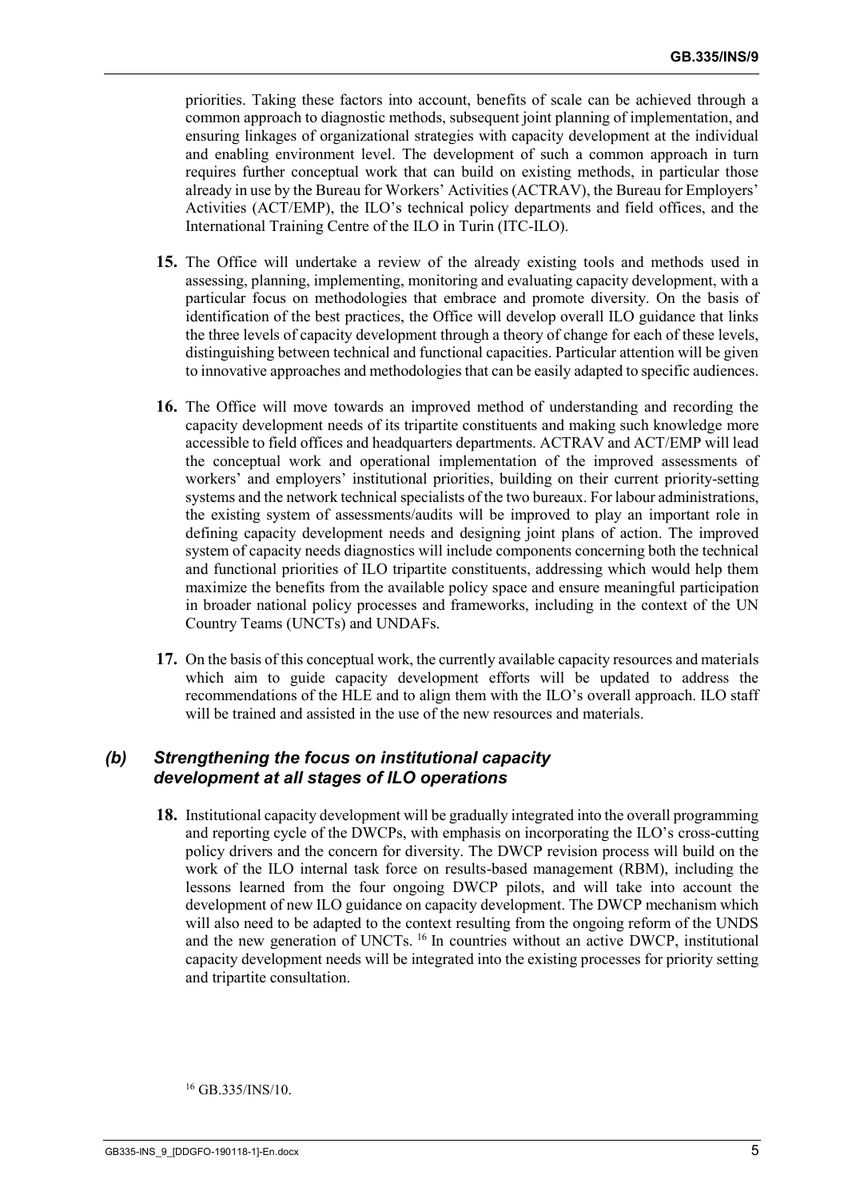priorities. Taking these factors into account, benefits of scale can be achieved through a common approach to diagnostic methods, subsequent joint planning of implementation, and ensuring linkages of organizational strategies with capacity development at the individual and enabling environment level. The development of such a common approach in turn requires further conceptual work that can build on existing methods, in particular those already in use by the Bureau for Workers' Activities (ACTRAV), the Bureau for Employers' Activities (ACT/EMP), the ILO's technical policy departments and field offices, and the International Training Centre of the ILO in Turin (ITC-ILO).

**15.** The Office will undertake a review of the already existing tools and methods used in assessing, planning, implementing, monitoring and evaluating capacity development, with a particular focus on methodologies that embrace and promote diversity. On the basis of identification of the best practices, the Office will develop overall ILO guidance that links the three levels of capacity development through a theory of change for each of these levels, distinguishing between technical and functional capacities. Particular attention will be given to innovative approaches and methodologies that can be easily adapted to specific audiences.

**16.** The Office will move towards an improved method of understanding and recording the capacity development needs of its tripartite constituents and making such knowledge more accessible to field offices and headquarters departments. ACTRAV and ACT/EMP will lead the conceptual work and operational implementation of the improved assessments of workers' and employers' institutional priorities, building on their current priority-setting systems and the network technical specialists of the two bureaux. For labour administrations, the existing system of assessments/audits will be improved to play an important role in defining capacity development needs and designing joint plans of action. The improved system of capacity needs diagnostics will include components concerning both the technical and functional priorities of ILO tripartite constituents, addressing which would help them maximize the benefits from the available policy space and ensure meaningful participation in broader national policy processes and frameworks, including in the context of the UN Country Teams (UNCTs) and UNDAFs.

**17.** On the basis of this conceptual work, the currently available capacity resources and materials which aim to guide capacity development efforts will be updated to address the recommendations of the HLE and to align them with the ILO's overall approach. ILO staff will be trained and assisted in the use of the new resources and materials.

### *(b) Strengthening the focus on institutional capacity development at all stages of ILO operations*

**18.** Institutional capacity development will be gradually integrated into the overall programming and reporting cycle of the DWCPs, with emphasis on incorporating the ILO's cross-cutting policy drivers and the concern for diversity. The DWCP revision process will build on the work of the ILO internal task force on results-based management (RBM), including the lessons learned from the four ongoing DWCP pilots, and will take into account the development of new ILO guidance on capacity development. The DWCP mechanism which will also need to be adapted to the context resulting from the ongoing reform of the UNDS and the new generation of UNCTs. [16] In countries without an active DWCP, institutional capacity development needs will be integrated into the existing processes for priority setting and tripartite consultation.

[16] GB.335/INS/10.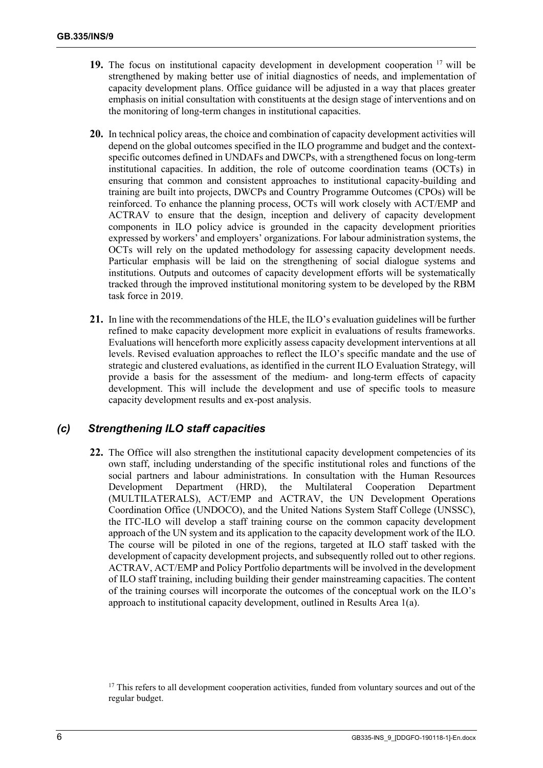**19.** The focus on institutional capacity development in development cooperation [17] will be strengthened by making better use of initial diagnostics of needs, and implementation of capacity development plans. Office guidance will be adjusted in a way that places greater emphasis on initial consultation with constituents at the design stage of interventions and on the monitoring of long-term changes in institutional capacities.

**20.** In technical policy areas, the choice and combination of capacity development activities will depend on the global outcomes specified in the ILO programme and budget and the context-specific outcomes defined in UNDAFs and DWCPs, with a strengthened focus on long-term institutional capacities. In addition, the role of outcome coordination teams (OCTs) in ensuring that common and consistent approaches to institutional capacity-building and training are built into projects, DWCPs and Country Programme Outcomes (CPOs) will be reinforced. To enhance the planning process, OCTs will work closely with ACT/EMP and ACTRAV to ensure that the design, inception and delivery of capacity development components in ILO policy advice is grounded in the capacity development priorities expressed by workers' and employers' organizations. For labour administration systems, the OCTs will rely on the updated methodology for assessing capacity development needs. Particular emphasis will be laid on the strengthening of social dialogue systems and institutions. Outputs and outcomes of capacity development efforts will be systematically tracked through the improved institutional monitoring system to be developed by the RBM task force in 2019.

**21.** In line with the recommendations of the HLE, the ILO's evaluation guidelines will be further refined to make capacity development more explicit in evaluations of results frameworks. Evaluations will henceforth more explicitly assess capacity development interventions at all levels. Revised evaluation approaches to reflect the ILO's specific mandate and the use of strategic and clustered evaluations, as identified in the current ILO Evaluation Strategy, will provide a basis for the assessment of the medium- and long-term effects of capacity development. This will include the development and use of specific tools to measure capacity development results and ex-post analysis.

### *(c) Strengthening ILO staff capacities*

**22.** The Office will also strengthen the institutional capacity development competencies of its own staff, including understanding of the specific institutional roles and functions of the social partners and labour administrations. In consultation with the Human Resources Development Department (HRD), the Multilateral Cooperation Department (MULTILATERALS), ACT/EMP and ACTRAV, the UN Development Operations Coordination Office (UNDOCO), and the United Nations System Staff College (UNSSC), the ITC-ILO will develop a staff training course on the common capacity development approach of the UN system and its application to the capacity development work of the ILO. The course will be piloted in one of the regions, targeted at ILO staff tasked with the development of capacity development projects, and subsequently rolled out to other regions. ACTRAV, ACT/EMP and Policy Portfolio departments will be involved in the development of ILO staff training, including building their gender mainstreaming capacities. The content of the training courses will incorporate the outcomes of the conceptual work on the ILO's approach to institutional capacity development, outlined in Results Area 1(a).

[17] This refers to all development cooperation activities, funded from voluntary sources and out of the regular budget.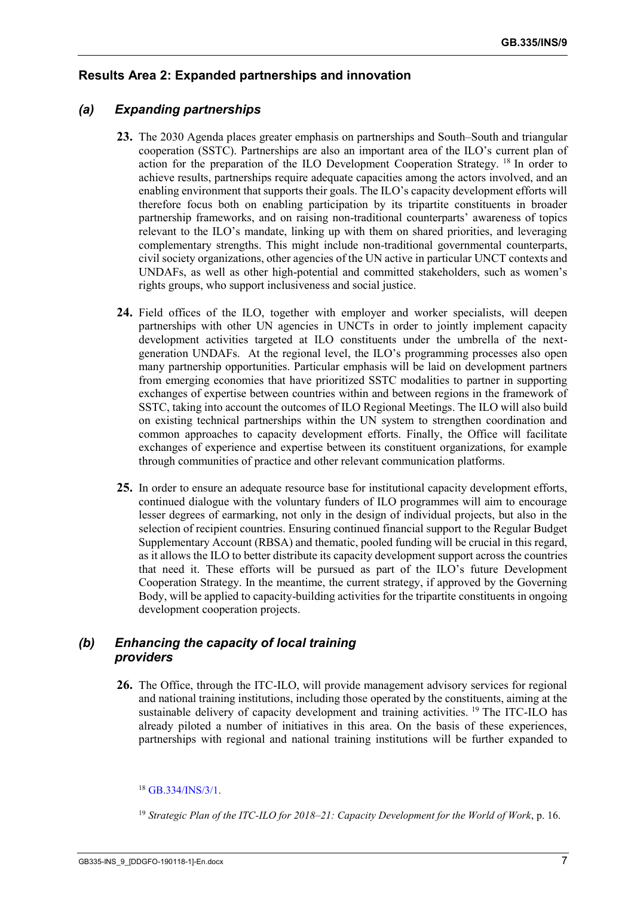## Results Area 2: Expanded partnerships and innovation

### *(a) Expanding partnerships*

**23.** The 2030 Agenda places greater emphasis on partnerships and South–South and triangular cooperation (SSTC). Partnerships are also an important area of the ILO's current plan of action for the preparation of the ILO Development Cooperation Strategy. [18] In order to achieve results, partnerships require adequate capacities among the actors involved, and an enabling environment that supports their goals. The ILO's capacity development efforts will therefore focus both on enabling participation by its tripartite constituents in broader partnership frameworks, and on raising non-traditional counterparts' awareness of topics relevant to the ILO's mandate, linking up with them on shared priorities, and leveraging complementary strengths. This might include non-traditional governmental counterparts, civil society organizations, other agencies of the UN active in particular UNCT contexts and UNDAFs, as well as other high-potential and committed stakeholders, such as women's rights groups, who support inclusiveness and social justice.

**24.** Field offices of the ILO, together with employer and worker specialists, will deepen partnerships with other UN agencies in UNCTs in order to jointly implement capacity development activities targeted at ILO constituents under the umbrella of the next-generation UNDAFs. At the regional level, the ILO's programming processes also open many partnership opportunities. Particular emphasis will be laid on development partners from emerging economies that have prioritized SSTC modalities to partner in supporting exchanges of expertise between countries within and between regions in the framework of SSTC, taking into account the outcomes of ILO Regional Meetings. The ILO will also build on existing technical partnerships within the UN system to strengthen coordination and common approaches to capacity development efforts. Finally, the Office will facilitate exchanges of experience and expertise between its constituent organizations, for example through communities of practice and other relevant communication platforms.

**25.** In order to ensure an adequate resource base for institutional capacity development efforts, continued dialogue with the voluntary funders of ILO programmes will aim to encourage lesser degrees of earmarking, not only in the design of individual projects, but also in the selection of recipient countries. Ensuring continued financial support to the Regular Budget Supplementary Account (RBSA) and thematic, pooled funding will be crucial in this regard, as it allows the ILO to better distribute its capacity development support across the countries that need it. These efforts will be pursued as part of the ILO's future Development Cooperation Strategy. In the meantime, the current strategy, if approved by the Governing Body, will be applied to capacity-building activities for the tripartite constituents in ongoing development cooperation projects.

### *(b) Enhancing the capacity of local training providers*

**26.** The Office, through the ITC-ILO, will provide management advisory services for regional and national training institutions, including those operated by the constituents, aiming at the sustainable delivery of capacity development and training activities. [19] The ITC-ILO has already piloted a number of initiatives in this area. On the basis of these experiences, partnerships with regional and national training institutions will be further expanded to

---

[18] GB.334/INS/3/1.

[19] *Strategic Plan of the ITC-ILO for 2018–21: Capacity Development for the World of Work*, p. 16.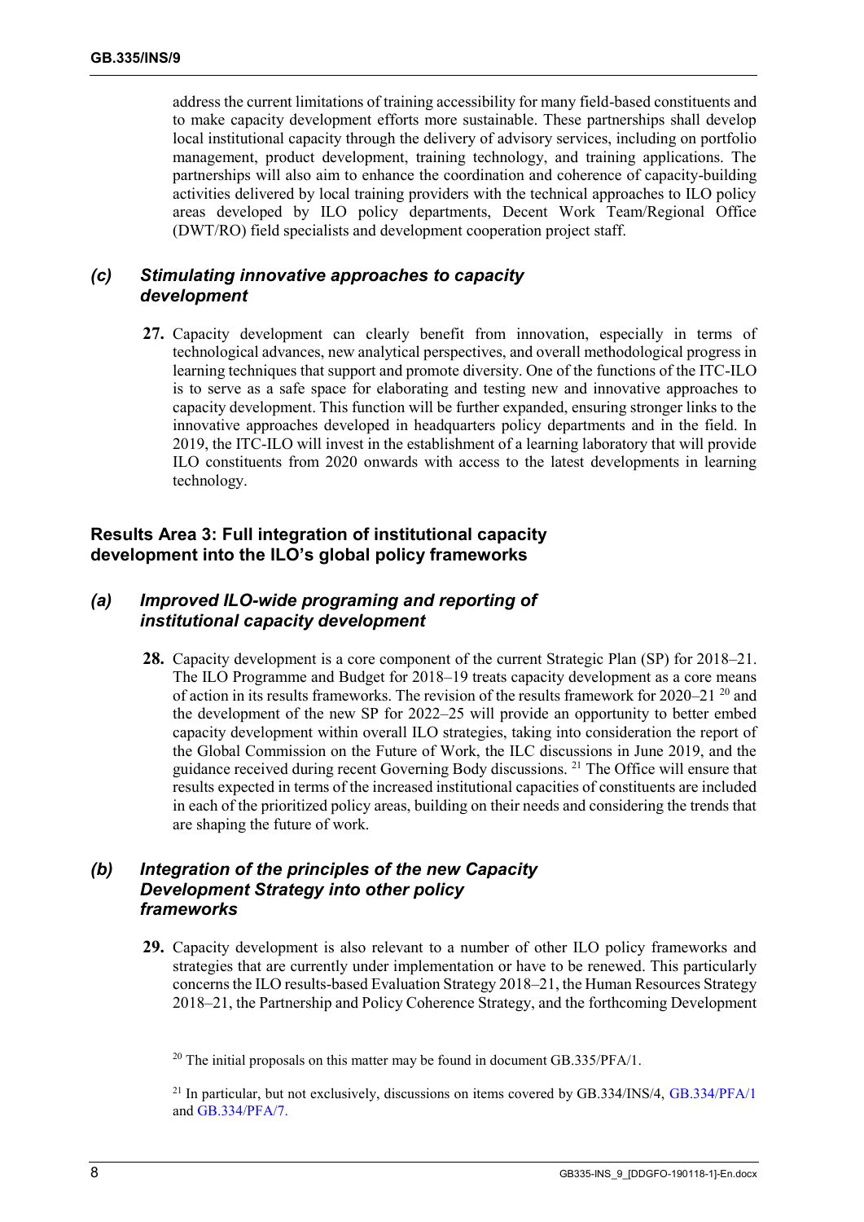address the current limitations of training accessibility for many field-based constituents and to make capacity development efforts more sustainable. These partnerships shall develop local institutional capacity through the delivery of advisory services, including on portfolio management, product development, training technology, and training applications. The partnerships will also aim to enhance the coordination and coherence of capacity-building activities delivered by local training providers with the technical approaches to ILO policy areas developed by ILO policy departments, Decent Work Team/Regional Office (DWT/RO) field specialists and development cooperation project staff.

### *(c) Stimulating innovative approaches to capacity development*

**27.** Capacity development can clearly benefit from innovation, especially in terms of technological advances, new analytical perspectives, and overall methodological progress in learning techniques that support and promote diversity. One of the functions of the ITC-ILO is to serve as a safe space for elaborating and testing new and innovative approaches to capacity development. This function will be further expanded, ensuring stronger links to the innovative approaches developed in headquarters policy departments and in the field. In 2019, the ITC-ILO will invest in the establishment of a learning laboratory that will provide ILO constituents from 2020 onwards with access to the latest developments in learning technology.

## Results Area 3: Full integration of institutional capacity development into the ILO's global policy frameworks

### *(a) Improved ILO-wide programing and reporting of institutional capacity development*

**28.** Capacity development is a core component of the current Strategic Plan (SP) for 2018–21. The ILO Programme and Budget for 2018–19 treats capacity development as a core means of action in its results frameworks. The revision of the results framework for 2020–21 [20] and the development of the new SP for 2022–25 will provide an opportunity to better embed capacity development within overall ILO strategies, taking into consideration the report of the Global Commission on the Future of Work, the ILC discussions in June 2019, and the guidance received during recent Governing Body discussions. [21] The Office will ensure that results expected in terms of the increased institutional capacities of constituents are included in each of the prioritized policy areas, building on their needs and considering the trends that are shaping the future of work.

### *(b) Integration of the principles of the new Capacity Development Strategy into other policy frameworks*

**29.** Capacity development is also relevant to a number of other ILO policy frameworks and strategies that are currently under implementation or have to be renewed. This particularly concerns the ILO results-based Evaluation Strategy 2018–21, the Human Resources Strategy 2018–21, the Partnership and Policy Coherence Strategy, and the forthcoming Development

[20] The initial proposals on this matter may be found in document GB.335/PFA/1.

[21] In particular, but not exclusively, discussions on items covered by GB.334/INS/4, GB.334/PFA/1 and GB.334/PFA/7.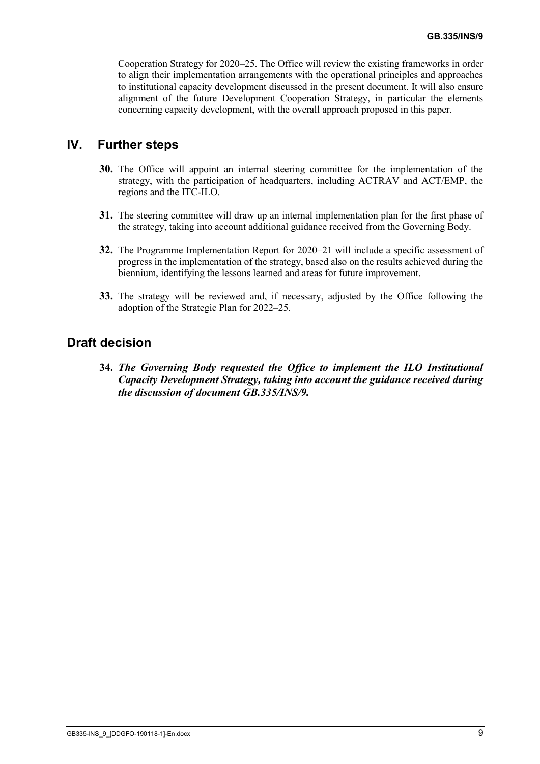Cooperation Strategy for 2020–25. The Office will review the existing frameworks in order to align their implementation arrangements with the operational principles and approaches to institutional capacity development discussed in the present document. It will also ensure alignment of the future Development Cooperation Strategy, in particular the elements concerning capacity development, with the overall approach proposed in this paper.

## IV. Further steps

**30.** The Office will appoint an internal steering committee for the implementation of the strategy, with the participation of headquarters, including ACTRAV and ACT/EMP, the regions and the ITC-ILO.

**31.** The steering committee will draw up an internal implementation plan for the first phase of the strategy, taking into account additional guidance received from the Governing Body.

**32.** The Programme Implementation Report for 2020–21 will include a specific assessment of progress in the implementation of the strategy, based also on the results achieved during the biennium, identifying the lessons learned and areas for future improvement.

**33.** The strategy will be reviewed and, if necessary, adjusted by the Office following the adoption of the Strategic Plan for 2022–25.

## Draft decision

**34.** ***The Governing Body requested the Office to implement the ILO Institutional Capacity Development Strategy, taking into account the guidance received during the discussion of document GB.335/INS/9.***